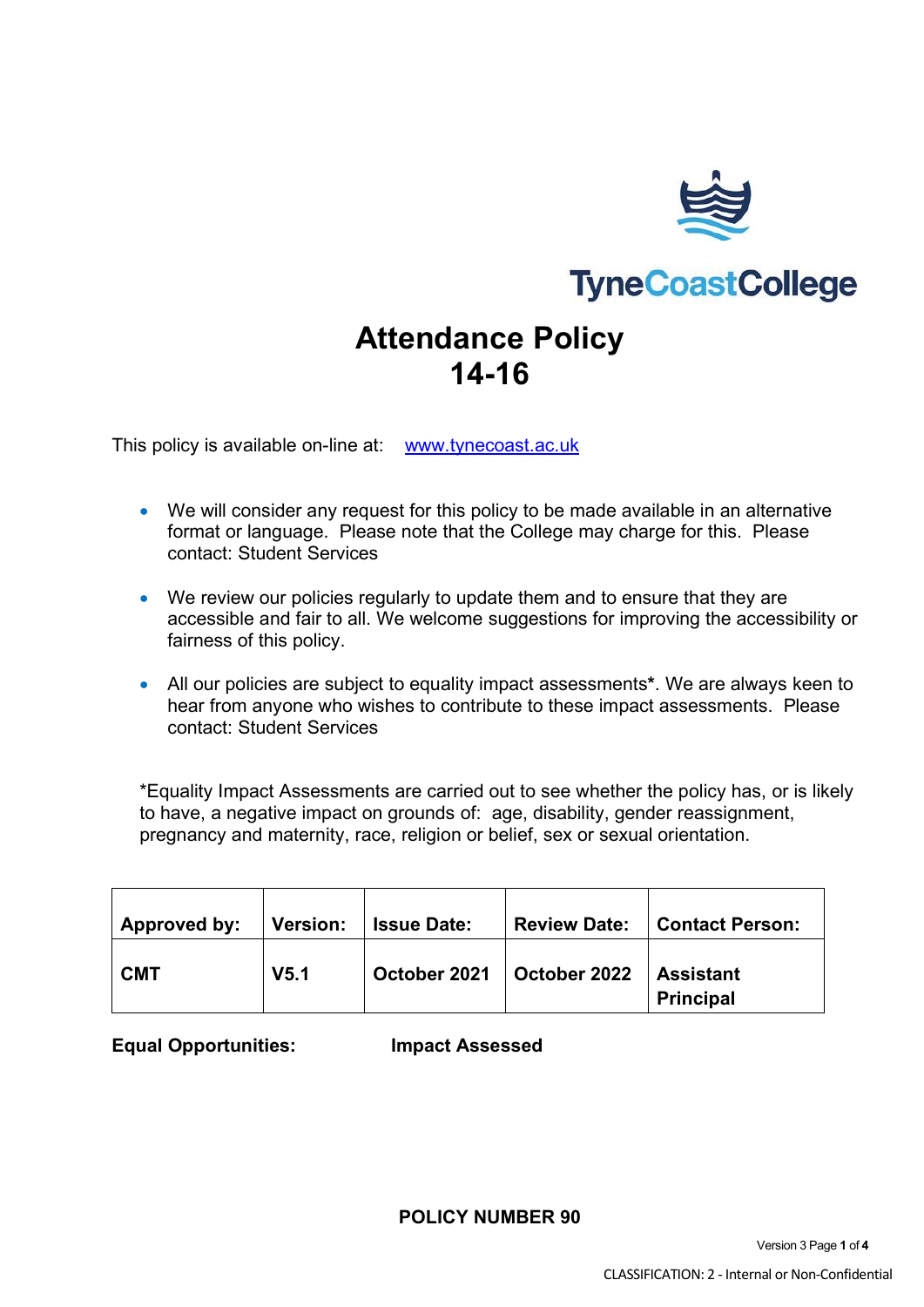TyneCoastCollege

# Attendance Policy 14-16

This policy is available on-line at: [www.tynecoast.ac.uk](http://www.tynecoast.ac.uk)

- We will consider any request for this policy to be made available in an alternative format or language. Please note that the College may charge for this. Please contact: Student Services
- We review our policies regularly to update them and to ensure that they are accessible and fair to all. We welcome suggestions for improving the accessibility or fairness of this policy.
- All our policies are subject to equality impact assessments**\***. We are always keen to hear from anyone who wishes to contribute to these impact assessments. Please contact: Student Services

*Equality Impact Assessments are carried out to see whether the policy has, or is likely to have, a negative impact on grounds of: age, disability, gender reassignment, pregnancy and maternity, race, religion or belief, sex or sexual orientation.

| Approved by: | Version: | Issue Date: | Review Date: | Contact Person: |
|---|---|---|---|---|
| CMT | V5.1 | October 2021 | October 2022 | Assistant Principal |

**Equal Opportunities:** **Impact Assessed**

**POLICY NUMBER 90**

CLASSIFICATION: 2 - Internal or Non-Confidential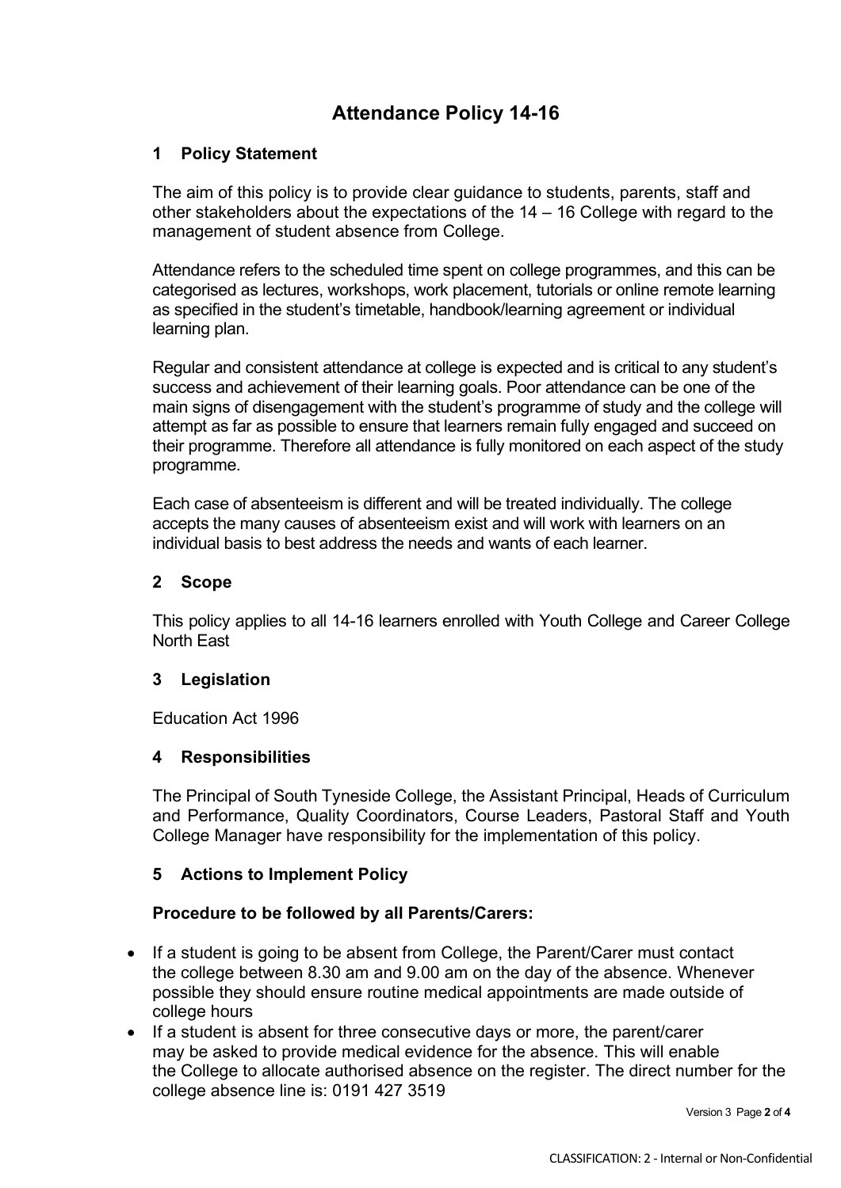# Attendance Policy 14-16

## 1 Policy Statement

The aim of this policy is to provide clear guidance to students, parents, staff and other stakeholders about the expectations of the 14 – 16 College with regard to the management of student absence from College.

Attendance refers to the scheduled time spent on college programmes, and this can be categorised as lectures, workshops, work placement, tutorials or online remote learning as specified in the student's timetable, handbook/learning agreement or individual learning plan.

Regular and consistent attendance at college is expected and is critical to any student's success and achievement of their learning goals. Poor attendance can be one of the main signs of disengagement with the student's programme of study and the college will attempt as far as possible to ensure that learners remain fully engaged and succeed on their programme. Therefore all attendance is fully monitored on each aspect of the study programme.

Each case of absenteeism is different and will be treated individually. The college accepts the many causes of absenteeism exist and will work with learners on an individual basis to best address the needs and wants of each learner.

## 2 Scope

This policy applies to all 14-16 learners enrolled with Youth College and Career College North East

## 3 Legislation

Education Act 1996

## 4 Responsibilities

The Principal of South Tyneside College, the Assistant Principal, Heads of Curriculum and Performance, Quality Coordinators, Course Leaders, Pastoral Staff and Youth College Manager have responsibility for the implementation of this policy.

## 5 Actions to Implement Policy

**Procedure to be followed by all Parents/Carers:**

- If a student is going to be absent from College, the Parent/Carer must contact the college between 8.30 am and 9.00 am on the day of the absence. Whenever possible they should ensure routine medical appointments are made outside of college hours
- If a student is absent for three consecutive days or more, the parent/carer may be asked to provide medical evidence for the absence. This will enable the College to allocate authorised absence on the register. The direct number for the college absence line is: 0191 427 3519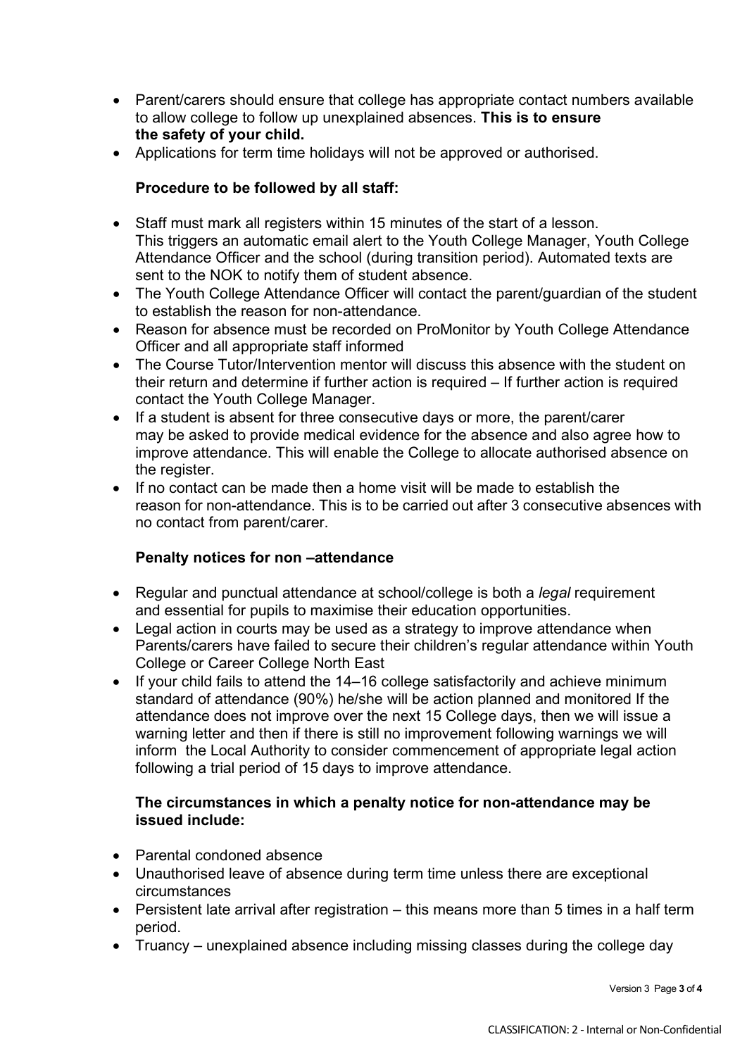- Parent/carers should ensure that college has appropriate contact numbers available to allow college to follow up unexplained absences. **This is to ensure the safety of your child.**
- Applications for term time holidays will not be approved or authorised.

**Procedure to be followed by all staff:**

- Staff must mark all registers within 15 minutes of the start of a lesson. This triggers an automatic email alert to the Youth College Manager, Youth College Attendance Officer and the school (during transition period). Automated texts are sent to the NOK to notify them of student absence.
- The Youth College Attendance Officer will contact the parent/guardian of the student to establish the reason for non-attendance.
- Reason for absence must be recorded on ProMonitor by Youth College Attendance Officer and all appropriate staff informed
- The Course Tutor/Intervention mentor will discuss this absence with the student on their return and determine if further action is required – If further action is required contact the Youth College Manager.
- If a student is absent for three consecutive days or more, the parent/carer may be asked to provide medical evidence for the absence and also agree how to improve attendance. This will enable the College to allocate authorised absence on the register.
- If no contact can be made then a home visit will be made to establish the reason for non-attendance. This is to be carried out after 3 consecutive absences with no contact from parent/carer.

**Penalty notices for non –attendance**

- Regular and punctual attendance at school/college is both a *legal* requirement and essential for pupils to maximise their education opportunities.
- Legal action in courts may be used as a strategy to improve attendance when Parents/carers have failed to secure their children's regular attendance within Youth College or Career College North East
- If your child fails to attend the 14–16 college satisfactorily and achieve minimum standard of attendance (90%) he/she will be action planned and monitored If the attendance does not improve over the next 15 College days, then we will issue a warning letter and then if there is still no improvement following warnings we will inform the Local Authority to consider commencement of appropriate legal action following a trial period of 15 days to improve attendance.

**The circumstances in which a penalty notice for non-attendance may be issued include:**

- Parental condoned absence
- Unauthorised leave of absence during term time unless there are exceptional circumstances
- Persistent late arrival after registration – this means more than 5 times in a half term period.
- Truancy – unexplained absence including missing classes during the college day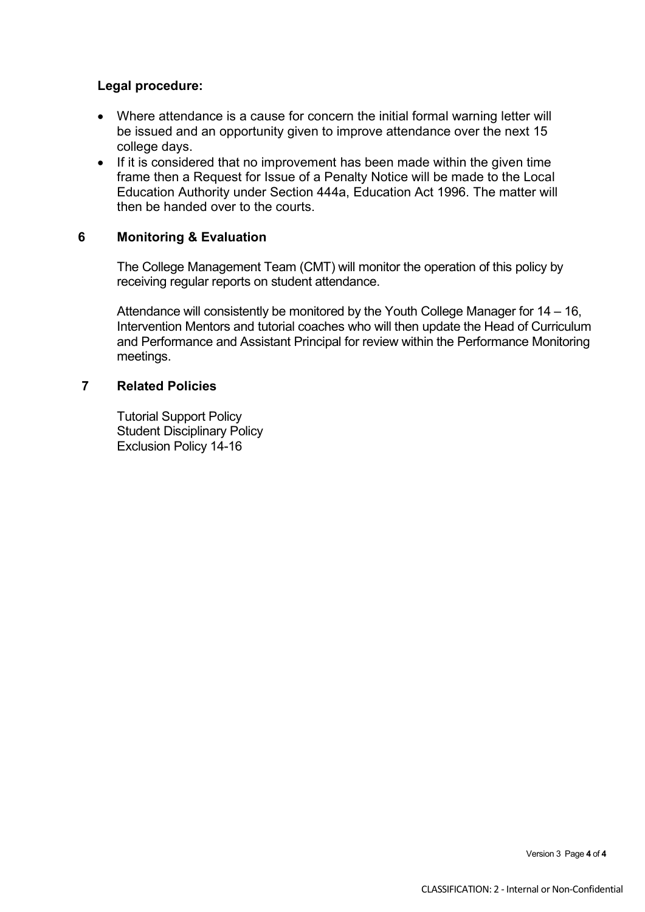**Legal procedure:**

- Where attendance is a cause for concern the initial formal warning letter will be issued and an opportunity given to improve attendance over the next 15 college days.
- If it is considered that no improvement has been made within the given time frame then a Request for Issue of a Penalty Notice will be made to the Local Education Authority under Section 444a, Education Act 1996. The matter will then be handed over to the courts.

## 6 Monitoring & Evaluation

The College Management Team (CMT) will monitor the operation of this policy by receiving regular reports on student attendance.

Attendance will consistently be monitored by the Youth College Manager for 14 – 16, Intervention Mentors and tutorial coaches who will then update the Head of Curriculum and Performance and Assistant Principal for review within the Performance Monitoring meetings.

## 7 Related Policies

Tutorial Support Policy
Student Disciplinary Policy
Exclusion Policy 14-16